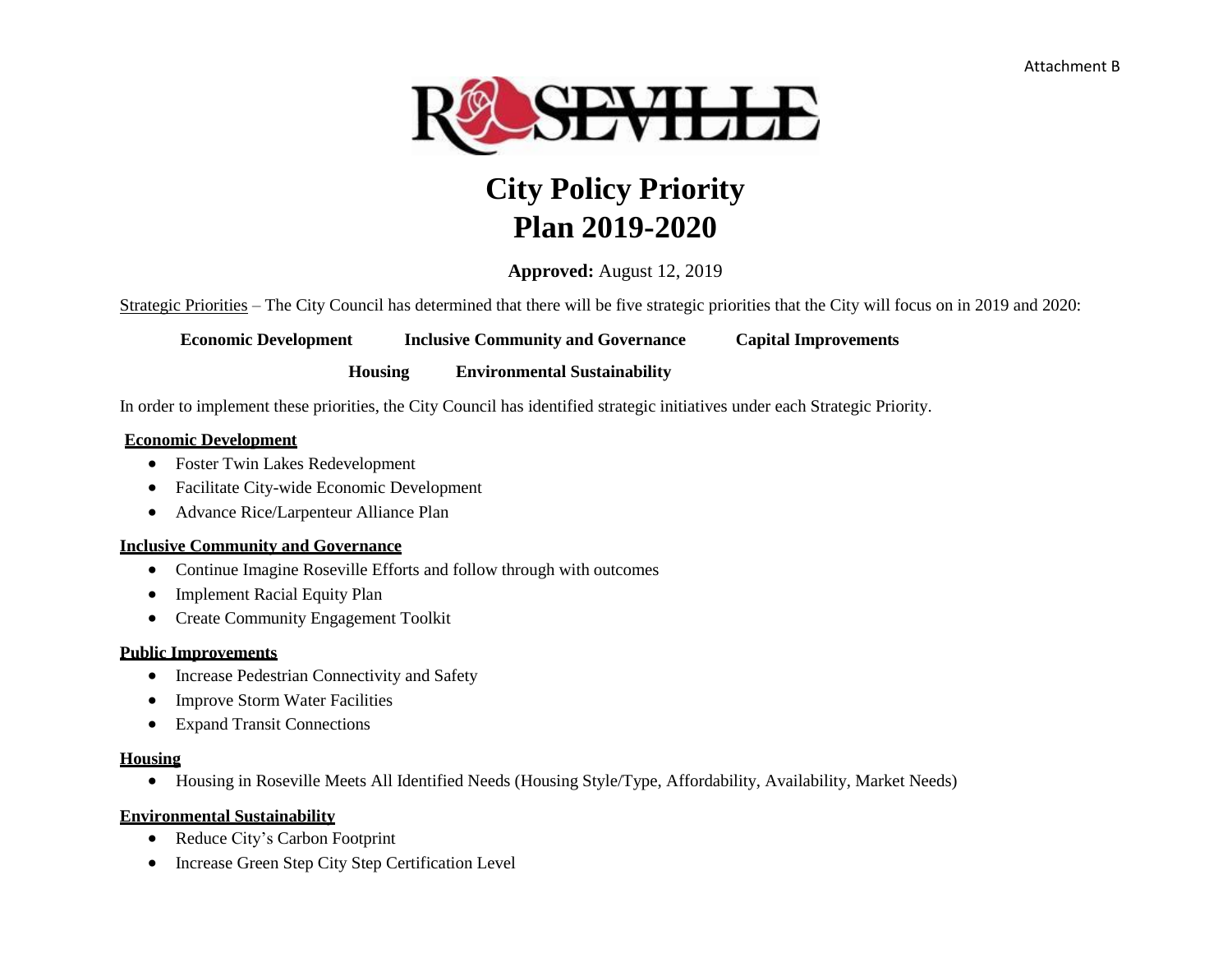Attachment B

ROSEVILLE

# City Policy Priority Plan 2019-2020

**Approved:** August 12, 2019

Strategic Priorities – The City Council has determined that there will be five strategic priorities that the City will focus on in 2019 and 2020:

**Economic Development** **Inclusive Community and Governance** **Capital Improvements**

**Housing** **Environmental Sustainability**

In order to implement these priorities, the City Council has identified strategic initiatives under each Strategic Priority.

## Economic Development

- Foster Twin Lakes Redevelopment
- Facilitate City-wide Economic Development
- Advance Rice/Larpenteur Alliance Plan

## Inclusive Community and Governance

- Continue Imagine Roseville Efforts and follow through with outcomes
- Implement Racial Equity Plan
- Create Community Engagement Toolkit

## Public Improvements

- Increase Pedestrian Connectivity and Safety
- Improve Storm Water Facilities
- Expand Transit Connections

## Housing

- Housing in Roseville Meets All Identified Needs (Housing Style/Type, Affordability, Availability, Market Needs)

## Environmental Sustainability

- Reduce City's Carbon Footprint
- Increase Green Step City Step Certification Level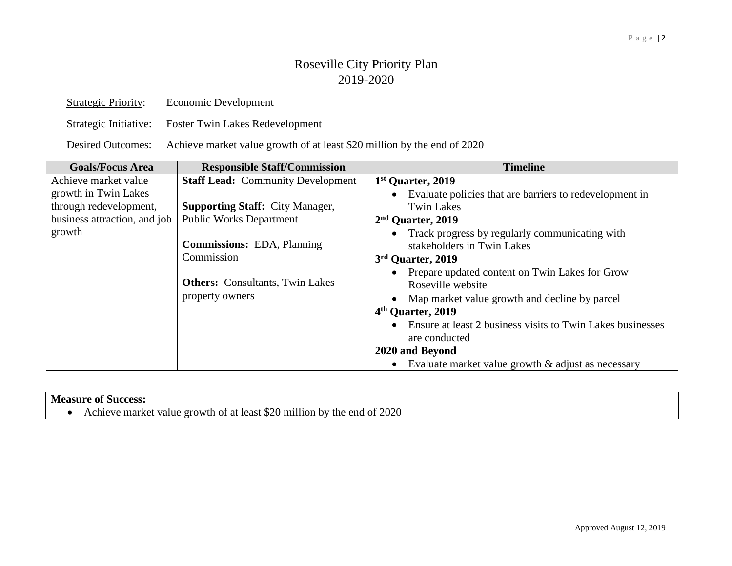# Roseville City Priority Plan
## 2019-2020

Strategic Priority: Economic Development

Strategic Initiative: Foster Twin Lakes Redevelopment

Desired Outcomes: Achieve market value growth of at least $20 million by the end of 2020

| Goals/Focus Area | Responsible Staff/Commission | Timeline |
|---|---|---|
| Achieve market value growth in Twin Lakes through redevelopment, business attraction, and job growth | **Staff Lead:** Community Development<br><br>**Supporting Staff:** City Manager, Public Works Department<br><br>**Commissions:** EDA, Planning Commission<br><br>**Others:** Consultants, Twin Lakes property owners | **1st Quarter, 2019**<br>• Evaluate policies that are barriers to redevelopment in Twin Lakes<br>**2nd Quarter, 2019**<br>• Track progress by regularly communicating with stakeholders in Twin Lakes<br>**3rd Quarter, 2019**<br>• Prepare updated content on Twin Lakes for Grow Roseville website<br>• Map market value growth and decline by parcel<br>**4th Quarter, 2019**<br>• Ensure at least 2 business visits to Twin Lakes businesses are conducted<br>**2020 and Beyond**<br>• Evaluate market value growth & adjust as necessary |

**Measure of Success:**

- Achieve market value growth of at least $20 million by the end of 2020

Approved August 12, 2019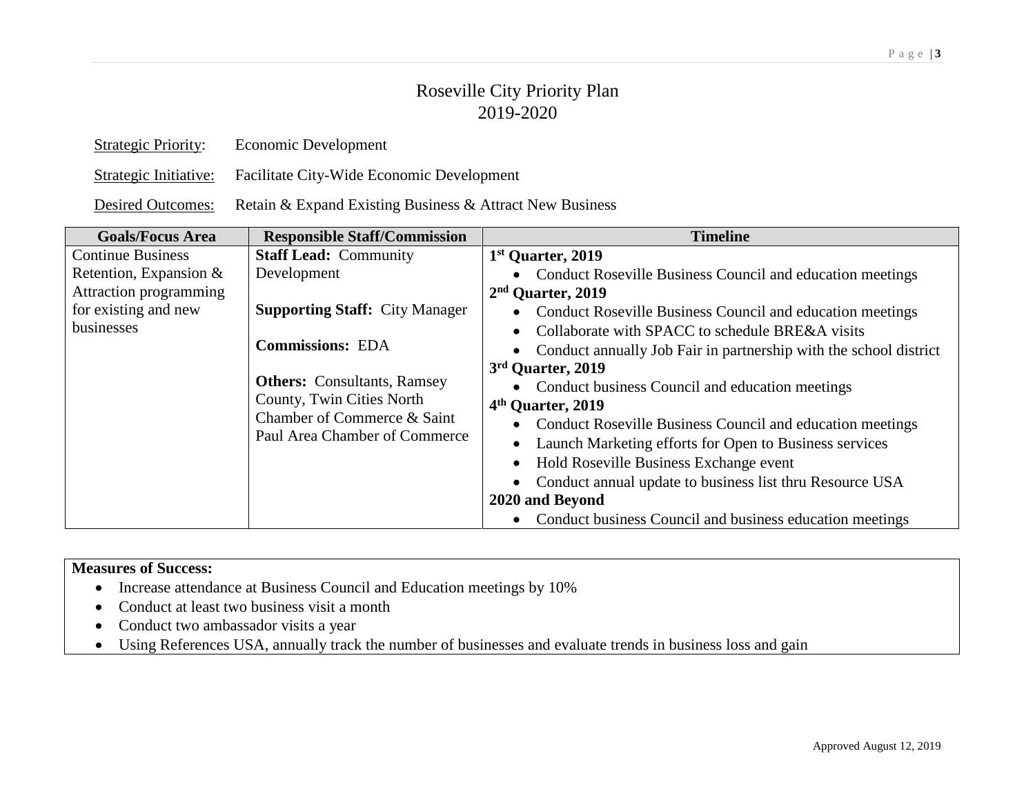# Roseville City Priority Plan
## 2019-2020

Strategic Priority: Economic Development

Strategic Initiative: Facilitate City-Wide Economic Development

Desired Outcomes: Retain & Expand Existing Business & Attract New Business

| Goals/Focus Area | Responsible Staff/Commission | Timeline |
|---|---|---|
| Continue Business Retention, Expansion & Attraction programming for existing and new businesses | **Staff Lead:** Community Development<br><br>**Supporting Staff:** City Manager<br><br>**Commissions:** EDA<br><br>**Others:** Consultants, Ramsey County, Twin Cities North Chamber of Commerce & Saint Paul Area Chamber of Commerce | **1st Quarter, 2019**<br>• Conduct Roseville Business Council and education meetings<br>**2nd Quarter, 2019**<br>• Conduct Roseville Business Council and education meetings<br>• Collaborate with SPACC to schedule BRE&A visits<br>• Conduct annually Job Fair in partnership with the school district<br>**3rd Quarter, 2019**<br>• Conduct business Council and education meetings<br>**4th Quarter, 2019**<br>• Conduct Roseville Business Council and education meetings<br>• Launch Marketing efforts for Open to Business services<br>• Hold Roseville Business Exchange event<br>• Conduct annual update to business list thru Resource USA<br>**2020 and Beyond**<br>• Conduct business Council and business education meetings |

**Measures of Success:**

- Increase attendance at Business Council and Education meetings by 10%
- Conduct at least two business visit a month
- Conduct two ambassador visits a year
- Using References USA, annually track the number of businesses and evaluate trends in business loss and gain

Approved August 12, 2019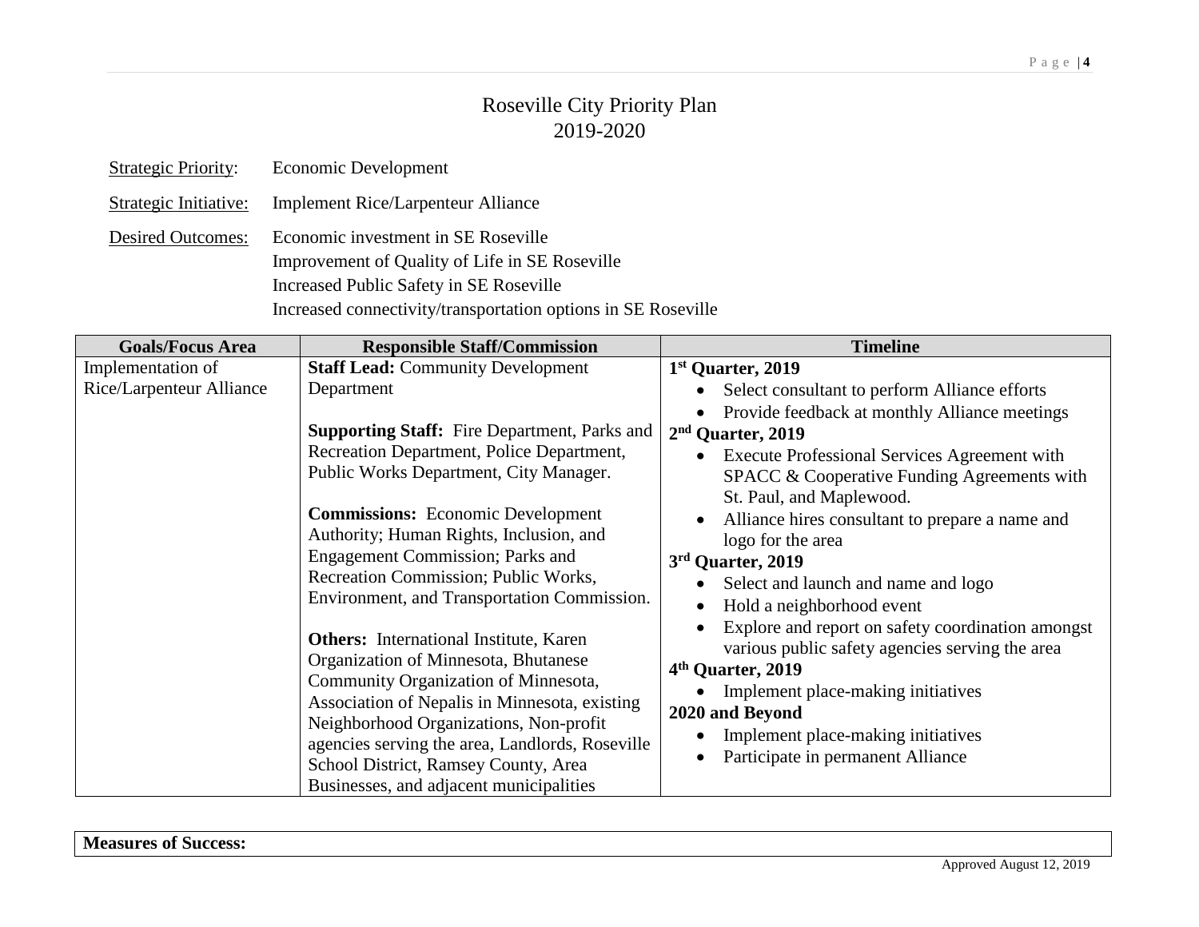# Roseville City Priority Plan
## 2019-2020

Strategic Priority: Economic Development

Strategic Initiative: Implement Rice/Larpenteur Alliance

Desired Outcomes: Economic investment in SE Roseville
Improvement of Quality of Life in SE Roseville
Increased Public Safety in SE Roseville
Increased connectivity/transportation options in SE Roseville

| Goals/Focus Area | Responsible Staff/Commission | Timeline |
|---|---|---|
| Implementation of Rice/Larpenteur Alliance | **Staff Lead:** Community Development Department<br><br>**Supporting Staff:** Fire Department, Parks and Recreation Department, Police Department, Public Works Department, City Manager.<br><br>**Commissions:** Economic Development Authority; Human Rights, Inclusion, and Engagement Commission; Parks and Recreation Commission; Public Works, Environment, and Transportation Commission.<br><br>**Others:** International Institute, Karen Organization of Minnesota, Bhutanese Community Organization of Minnesota, Association of Nepalis in Minnesota, existing Neighborhood Organizations, Non-profit agencies serving the area, Landlords, Roseville School District, Ramsey County, Area Businesses, and adjacent municipalities | **1st Quarter, 2019**<br>• Select consultant to perform Alliance efforts<br>• Provide feedback at monthly Alliance meetings<br>**2nd Quarter, 2019**<br>• Execute Professional Services Agreement with SPACC & Cooperative Funding Agreements with St. Paul, and Maplewood.<br>• Alliance hires consultant to prepare a name and logo for the area<br>**3rd Quarter, 2019**<br>• Select and launch and name and logo<br>• Hold a neighborhood event<br>• Explore and report on safety coordination amongst various public safety agencies serving the area<br>**4th Quarter, 2019**<br>• Implement place-making initiatives<br>**2020 and Beyond**<br>• Implement place-making initiatives<br>• Participate in permanent Alliance |

| **Measures of Success:** |
|---|

Approved August 12, 2019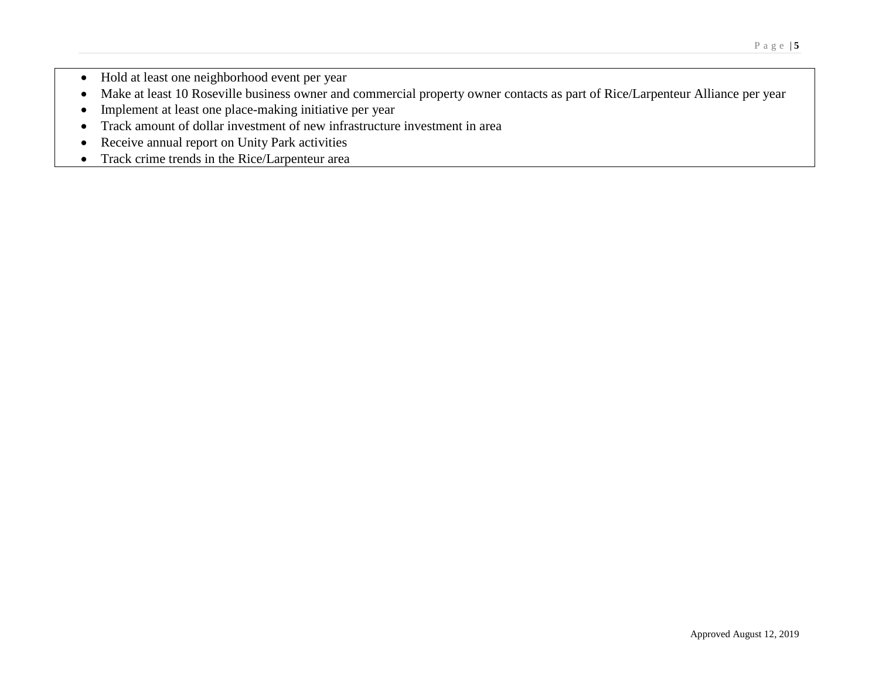- Hold at least one neighborhood event per year
- Make at least 10 Roseville business owner and commercial property owner contacts as part of Rice/Larpenteur Alliance per year
- Implement at least one place-making initiative per year
- Track amount of dollar investment of new infrastructure investment in area
- Receive annual report on Unity Park activities
- Track crime trends in the Rice/Larpenteur area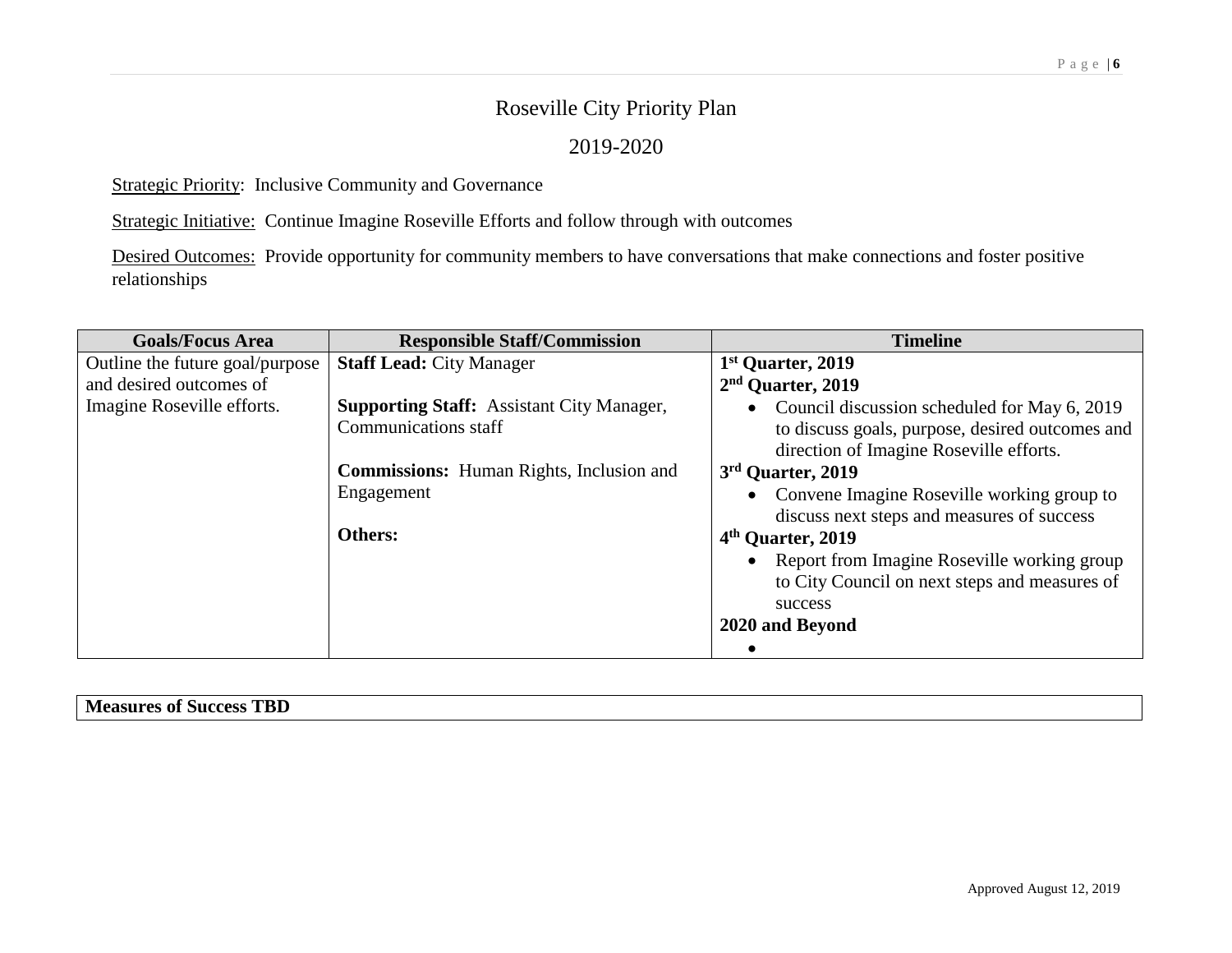# Roseville City Priority Plan

## 2019-2020

Strategic Priority: Inclusive Community and Governance

Strategic Initiative: Continue Imagine Roseville Efforts and follow through with outcomes

Desired Outcomes: Provide opportunity for community members to have conversations that make connections and foster positive relationships

| Goals/Focus Area | Responsible Staff/Commission | Timeline |
| --- | --- | --- |
| Outline the future goal/purpose and desired outcomes of Imagine Roseville efforts. | **Staff Lead:** City Manager<br><br>**Supporting Staff:** Assistant City Manager, Communications staff<br><br>**Commissions:** Human Rights, Inclusion and Engagement<br><br>**Others:** | **1st Quarter, 2019**<br>**2nd Quarter, 2019**<br>• Council discussion scheduled for May 6, 2019 to discuss goals, purpose, desired outcomes and direction of Imagine Roseville efforts.<br>**3rd Quarter, 2019**<br>• Convene Imagine Roseville working group to discuss next steps and measures of success<br>**4th Quarter, 2019**<br>• Report from Imagine Roseville working group to City Council on next steps and measures of success<br>**2020 and Beyond**<br>• |

| **Measures of Success TBD** |
| --- |

Approved August 12, 2019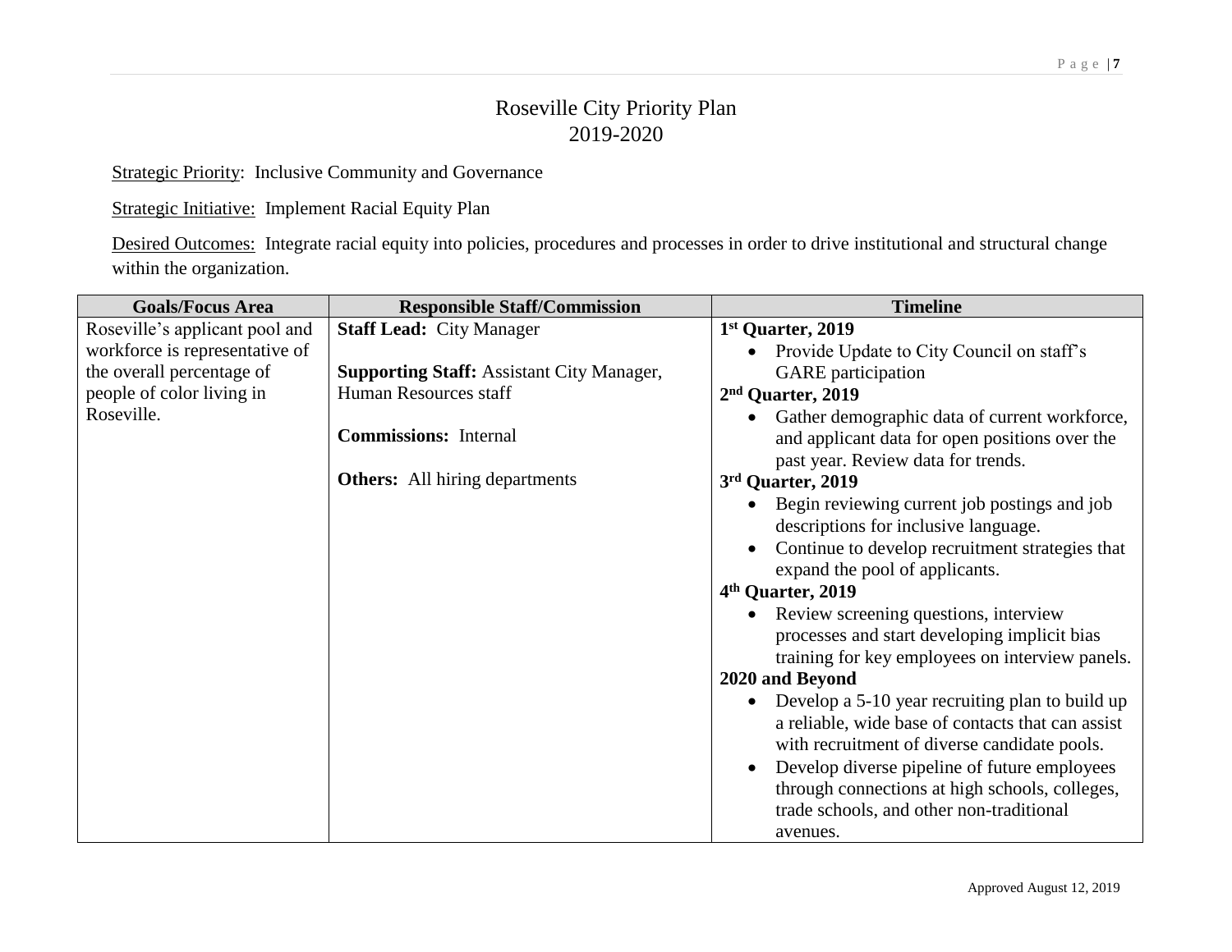# Roseville City Priority Plan
## 2019-2020

Strategic Priority: Inclusive Community and Governance

Strategic Initiative: Implement Racial Equity Plan

Desired Outcomes: Integrate racial equity into policies, procedures and processes in order to drive institutional and structural change within the organization.

| Goals/Focus Area | Responsible Staff/Commission | Timeline |
|---|---|---|
| Roseville's applicant pool and workforce is representative of the overall percentage of people of color living in Roseville. | **Staff Lead:** City Manager<br><br>**Supporting Staff:** Assistant City Manager, Human Resources staff<br><br>**Commissions:** Internal<br><br>**Others:** All hiring departments | **1st Quarter, 2019**<br>• Provide Update to City Council on staff's GARE participation<br>**2nd Quarter, 2019**<br>• Gather demographic data of current workforce, and applicant data for open positions over the past year. Review data for trends.<br>**3rd Quarter, 2019**<br>• Begin reviewing current job postings and job descriptions for inclusive language.<br>• Continue to develop recruitment strategies that expand the pool of applicants.<br>**4th Quarter, 2019**<br>• Review screening questions, interview processes and start developing implicit bias training for key employees on interview panels.<br>**2020 and Beyond**<br>• Develop a 5-10 year recruiting plan to build up a reliable, wide base of contacts that can assist with recruitment of diverse candidate pools.<br>• Develop diverse pipeline of future employees through connections at high schools, colleges, trade schools, and other non-traditional avenues. |

Approved August 12, 2019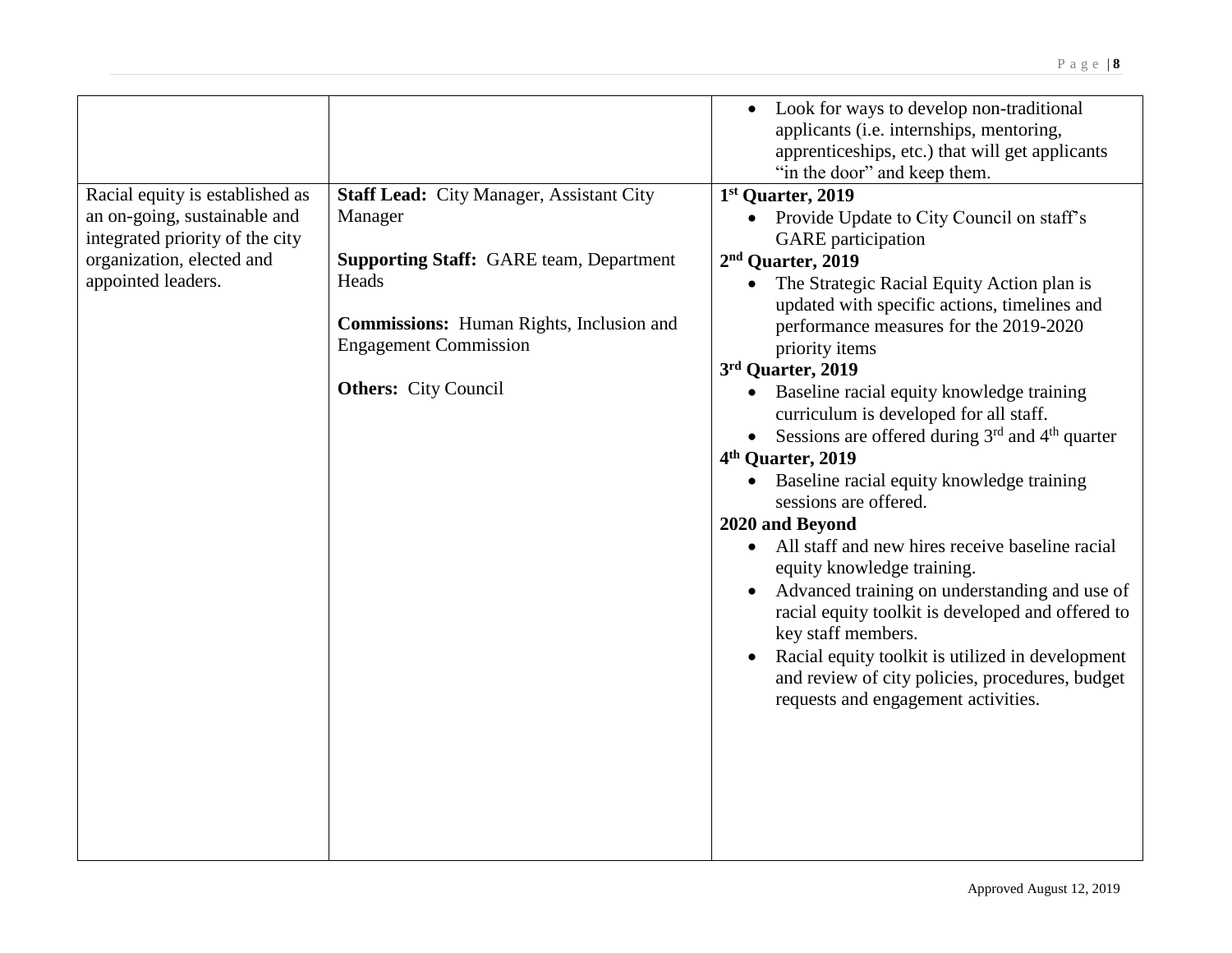| | | |
|---|---|---|
| | | • Look for ways to develop non-traditional applicants (i.e. internships, mentoring, apprenticeships, etc.) that will get applicants "in the door" and keep them. |
| Racial equity is established as an on-going, sustainable and integrated priority of the city organization, elected and appointed leaders. | **Staff Lead:** City Manager, Assistant City Manager<br><br>**Supporting Staff:** GARE team, Department Heads<br><br>**Commissions:** Human Rights, Inclusion and Engagement Commission<br><br>**Others:** City Council | **1st Quarter, 2019**<br>• Provide Update to City Council on staff's GARE participation<br>**2nd Quarter, 2019**<br>• The Strategic Racial Equity Action plan is updated with specific actions, timelines and performance measures for the 2019-2020 priority items<br>**3rd Quarter, 2019**<br>• Baseline racial equity knowledge training curriculum is developed for all staff.<br>• Sessions are offered during 3rd and 4th quarter<br>**4th Quarter, 2019**<br>• Baseline racial equity knowledge training sessions are offered.<br>**2020 and Beyond**<br>• All staff and new hires receive baseline racial equity knowledge training.<br>• Advanced training on understanding and use of racial equity toolkit is developed and offered to key staff members.<br>• Racial equity toolkit is utilized in development and review of city policies, procedures, budget requests and engagement activities. |

Approved August 12, 2019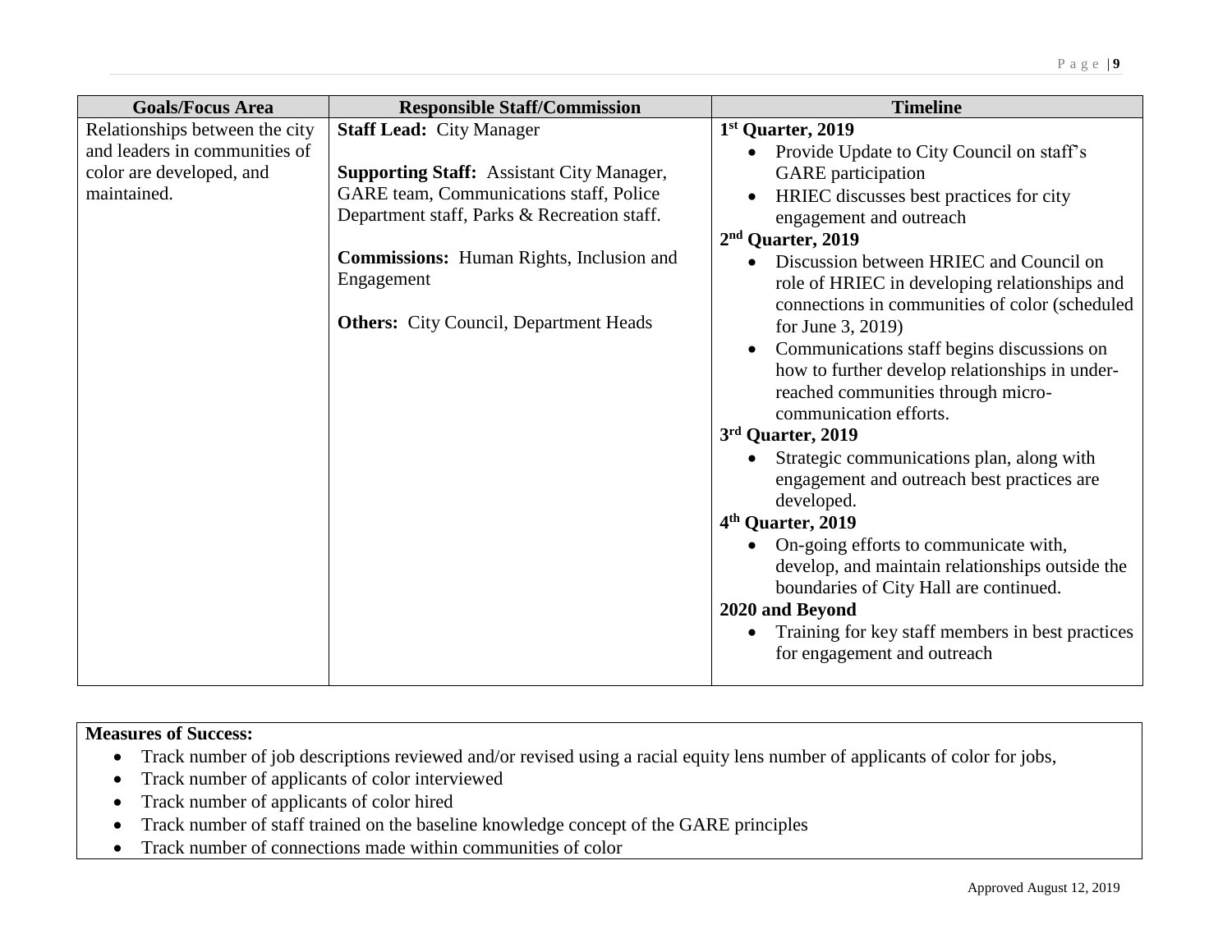| Goals/Focus Area | Responsible Staff/Commission | Timeline |
|---|---|---|
| Relationships between the city and leaders in communities of color are developed, and maintained. | **Staff Lead:** City Manager<br><br>**Supporting Staff:** Assistant City Manager, GARE team, Communications staff, Police Department staff, Parks & Recreation staff.<br><br>**Commissions:** Human Rights, Inclusion and Engagement<br><br>**Others:** City Council, Department Heads | **1st Quarter, 2019**<br>• Provide Update to City Council on staff's GARE participation<br>• HRIEC discusses best practices for city engagement and outreach<br>**2nd Quarter, 2019**<br>• Discussion between HRIEC and Council on role of HRIEC in developing relationships and connections in communities of color (scheduled for June 3, 2019)<br>• Communications staff begins discussions on how to further develop relationships in under-reached communities through micro-communication efforts.<br>**3rd Quarter, 2019**<br>• Strategic communications plan, along with engagement and outreach best practices are developed.<br>**4th Quarter, 2019**<br>• On-going efforts to communicate with, develop, and maintain relationships outside the boundaries of City Hall are continued.<br>**2020 and Beyond**<br>• Training for key staff members in best practices for engagement and outreach |

**Measures of Success:**

- Track number of job descriptions reviewed and/or revised using a racial equity lens number of applicants of color for jobs,
- Track number of applicants of color interviewed
- Track number of applicants of color hired
- Track number of staff trained on the baseline knowledge concept of the GARE principles
- Track number of connections made within communities of color

Approved August 12, 2019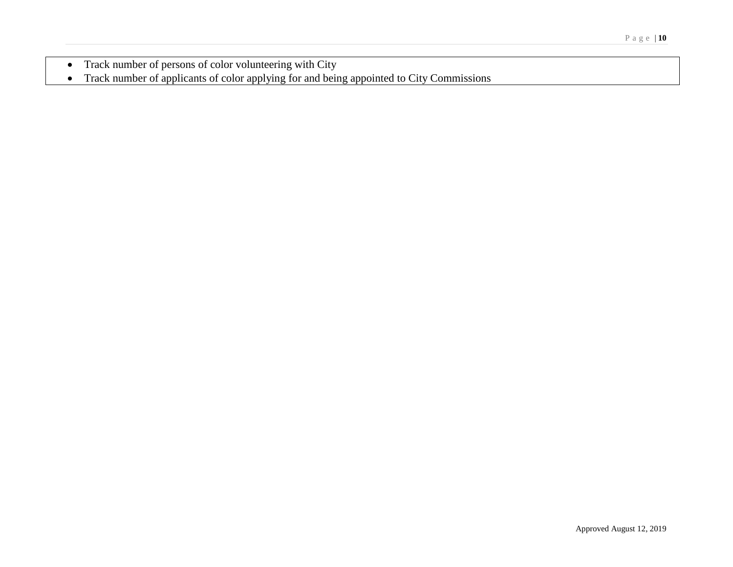- Track number of persons of color volunteering with City
- Track number of applicants of color applying for and being appointed to City Commissions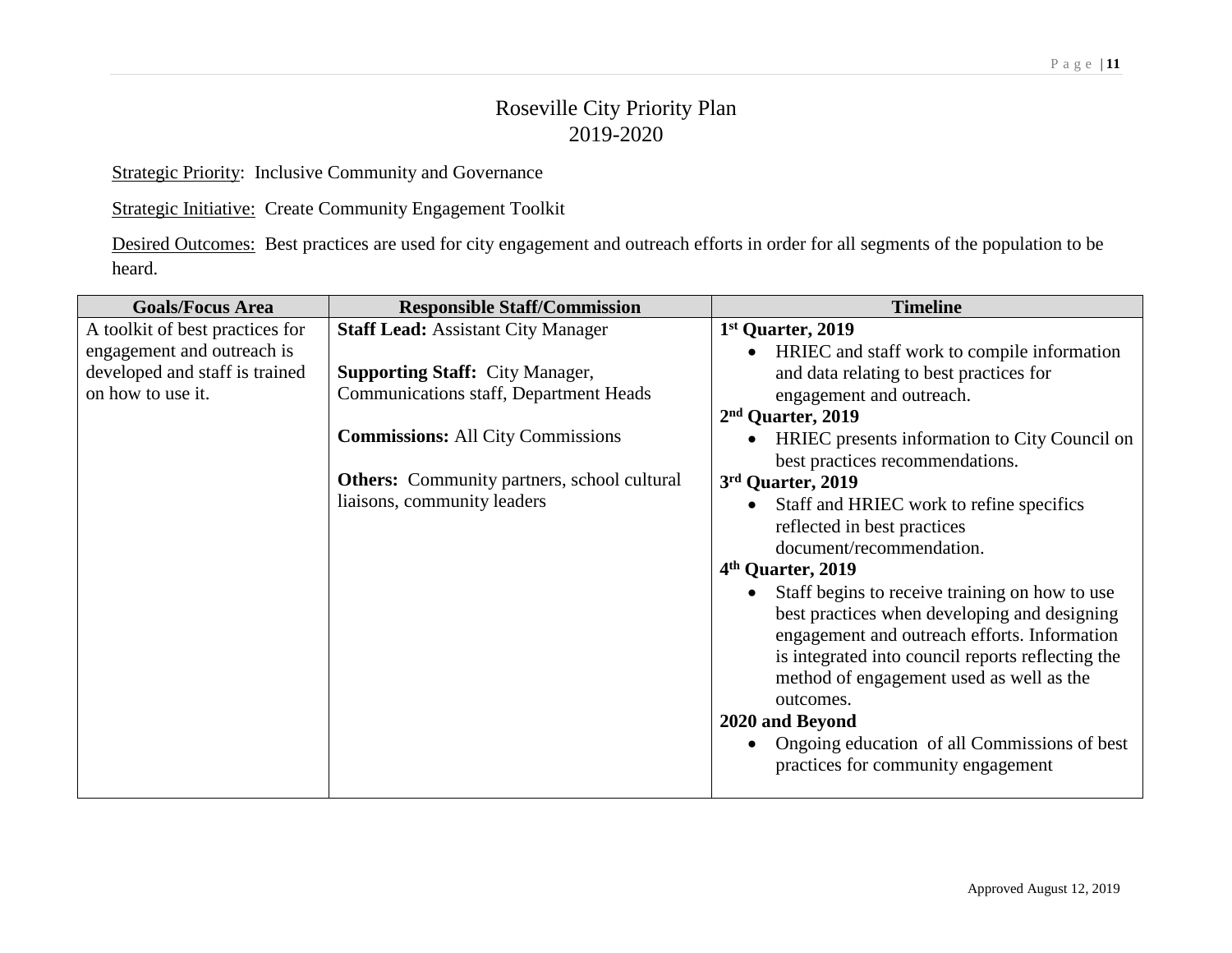# Roseville City Priority Plan
## 2019-2020

Strategic Priority: Inclusive Community and Governance

Strategic Initiative: Create Community Engagement Toolkit

Desired Outcomes: Best practices are used for city engagement and outreach efforts in order for all segments of the population to be heard.

| Goals/Focus Area | Responsible Staff/Commission | Timeline |
|---|---|---|
| A toolkit of best practices for engagement and outreach is developed and staff is trained on how to use it. | **Staff Lead:** Assistant City Manager<br><br>**Supporting Staff:** City Manager, Communications staff, Department Heads<br><br>**Commissions:** All City Commissions<br><br>**Others:** Community partners, school cultural liaisons, community leaders | **1st Quarter, 2019**<br>• HRIEC and staff work to compile information and data relating to best practices for engagement and outreach.<br>**2nd Quarter, 2019**<br>• HRIEC presents information to City Council on best practices recommendations.<br>**3rd Quarter, 2019**<br>• Staff and HRIEC work to refine specifics reflected in best practices document/recommendation.<br>**4th Quarter, 2019**<br>• Staff begins to receive training on how to use best practices when developing and designing engagement and outreach efforts. Information is integrated into council reports reflecting the method of engagement used as well as the outcomes.<br>**2020 and Beyond**<br>• Ongoing education of all Commissions of best practices for community engagement |

Approved August 12, 2019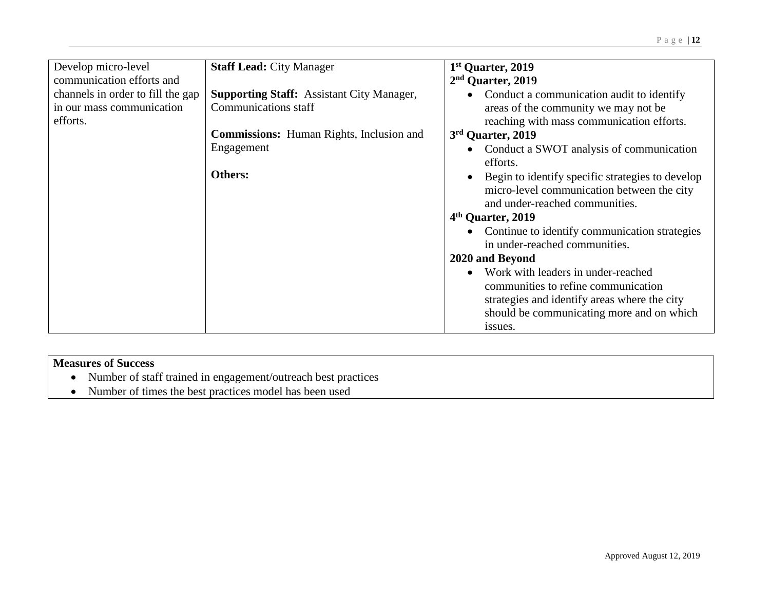| Develop micro-level communication efforts and channels in order to fill the gap in our mass communication efforts. | **Staff Lead:** City Manager<br><br>**Supporting Staff:** Assistant City Manager, Communications staff<br><br>**Commissions:** Human Rights, Inclusion and Engagement<br><br>**Others:** | **1st Quarter, 2019**<br>**2nd Quarter, 2019**<br>• Conduct a communication audit to identify areas of the community we may not be reaching with mass communication efforts.<br>**3rd Quarter, 2019**<br>• Conduct a SWOT analysis of communication efforts.<br>• Begin to identify specific strategies to develop micro-level communication between the city and under-reached communities.<br>**4th Quarter, 2019**<br>• Continue to identify communication strategies in under-reached communities.<br>**2020 and Beyond**<br>• Work with leaders in under-reached communities to refine communication strategies and identify areas where the city should be communicating more and on which issues. |
|---|---|---|

**Measures of Success**

- Number of staff trained in engagement/outreach best practices
- Number of times the best practices model has been used

Approved August 12, 2019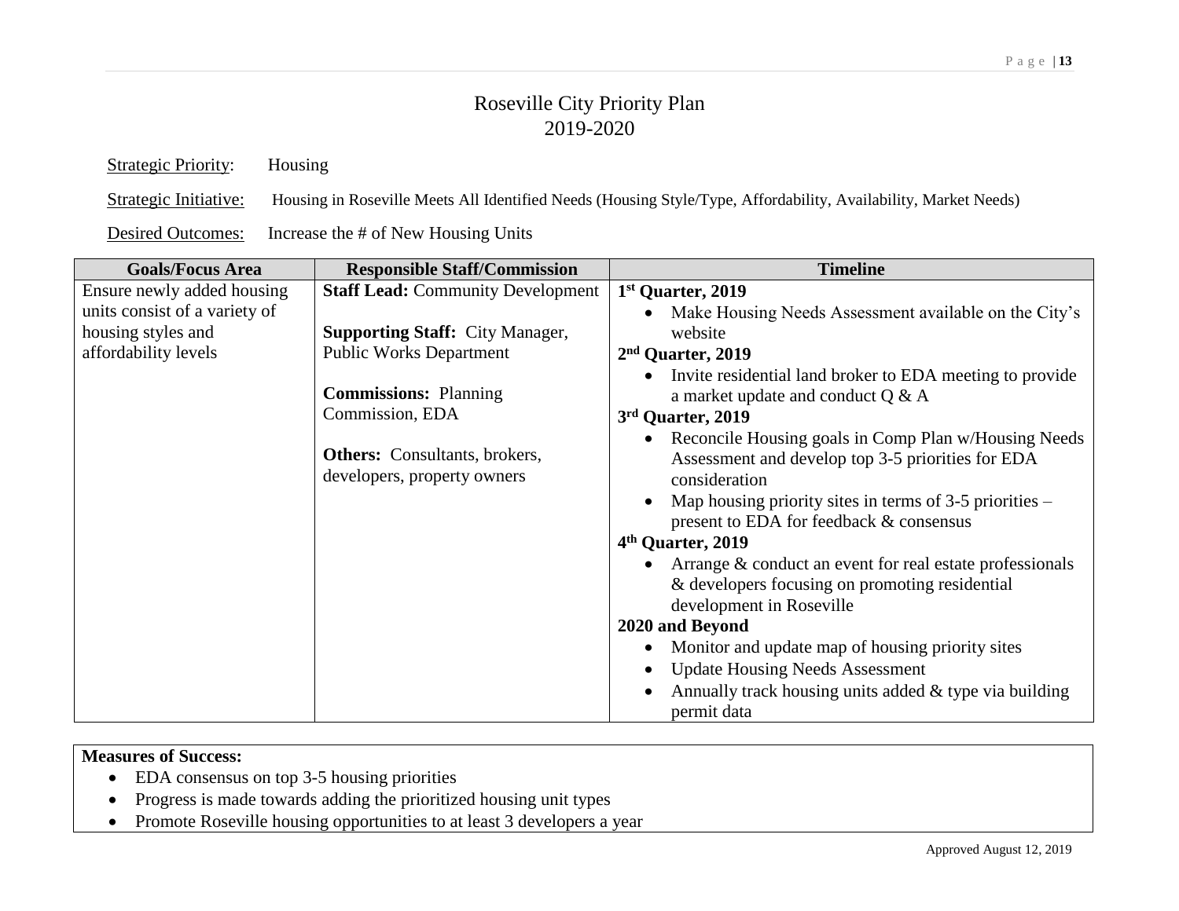# Roseville City Priority Plan
# 2019-2020

Strategic Priority: Housing

Strategic Initiative: Housing in Roseville Meets All Identified Needs (Housing Style/Type, Affordability, Availability, Market Needs)

Desired Outcomes: Increase the # of New Housing Units

| Goals/Focus Area | Responsible Staff/Commission | Timeline |
|---|---|---|
| Ensure newly added housing units consist of a variety of housing styles and affordability levels | **Staff Lead:** Community Development<br><br>**Supporting Staff:** City Manager, Public Works Department<br><br>**Commissions:** Planning Commission, EDA<br><br>**Others:** Consultants, brokers, developers, property owners | **1st Quarter, 2019**<br>• Make Housing Needs Assessment available on the City's website<br>**2nd Quarter, 2019**<br>• Invite residential land broker to EDA meeting to provide a market update and conduct Q & A<br>**3rd Quarter, 2019**<br>• Reconcile Housing goals in Comp Plan w/Housing Needs Assessment and develop top 3-5 priorities for EDA consideration<br>• Map housing priority sites in terms of 3-5 priorities – present to EDA for feedback & consensus<br>**4th Quarter, 2019**<br>• Arrange & conduct an event for real estate professionals & developers focusing on promoting residential development in Roseville<br>**2020 and Beyond**<br>• Monitor and update map of housing priority sites<br>• Update Housing Needs Assessment<br>• Annually track housing units added & type via building permit data |

**Measures of Success:**

- EDA consensus on top 3-5 housing priorities
- Progress is made towards adding the prioritized housing unit types
- Promote Roseville housing opportunities to at least 3 developers a year

Approved August 12, 2019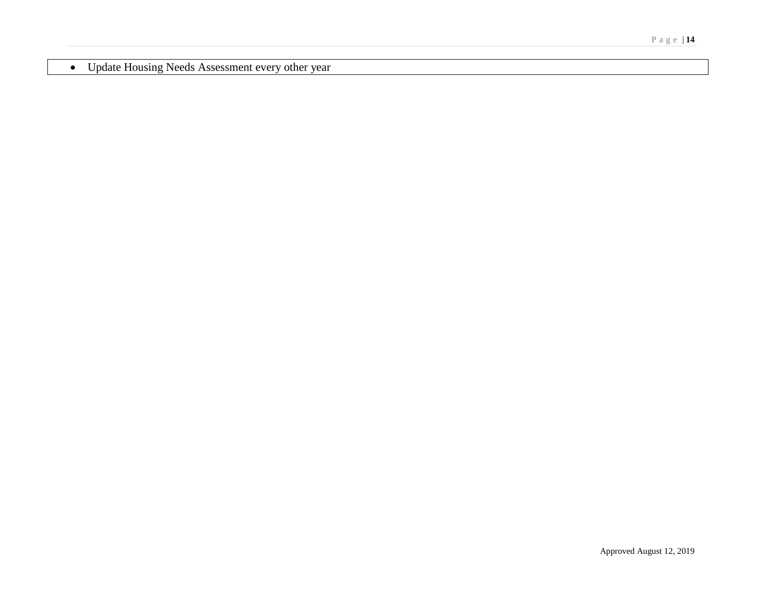- Update Housing Needs Assessment every other year

Approved August 12, 2019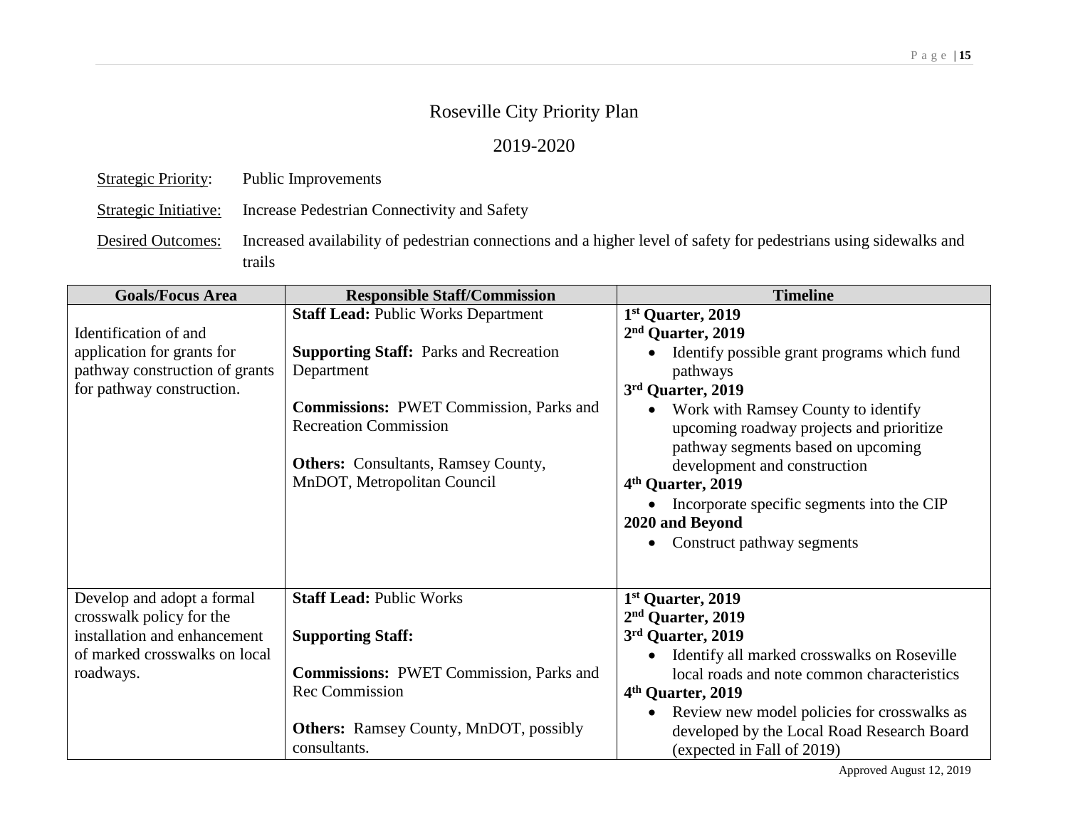# Roseville City Priority Plan

## 2019-2020

Strategic Priority: Public Improvements

Strategic Initiative: Increase Pedestrian Connectivity and Safety

Desired Outcomes: Increased availability of pedestrian connections and a higher level of safety for pedestrians using sidewalks and trails

| Goals/Focus Area | Responsible Staff/Commission | Timeline |
|---|---|---|
| Identification of and application for grants for pathway construction of grants for pathway construction. | **Staff Lead:** Public Works Department<br><br>**Supporting Staff:** Parks and Recreation Department<br><br>**Commissions:** PWET Commission, Parks and Recreation Commission<br><br>**Others:** Consultants, Ramsey County, MnDOT, Metropolitan Council | **1st Quarter, 2019**<br>**2nd Quarter, 2019**<br>• Identify possible grant programs which fund pathways<br>**3rd Quarter, 2019**<br>• Work with Ramsey County to identify upcoming roadway projects and prioritize pathway segments based on upcoming development and construction<br>**4th Quarter, 2019**<br>• Incorporate specific segments into the CIP<br>**2020 and Beyond**<br>• Construct pathway segments |
| Develop and adopt a formal crosswalk policy for the installation and enhancement of marked crosswalks on local roadways. | **Staff Lead:** Public Works<br><br>**Supporting Staff:**<br><br>**Commissions:** PWET Commission, Parks and Rec Commission<br><br>**Others:** Ramsey County, MnDOT, possibly consultants. | **1st Quarter, 2019**<br>**2nd Quarter, 2019**<br>**3rd Quarter, 2019**<br>• Identify all marked crosswalks on Roseville local roads and note common characteristics<br>**4th Quarter, 2019**<br>• Review new model policies for crosswalks as developed by the Local Road Research Board (expected in Fall of 2019) |

Approved August 12, 2019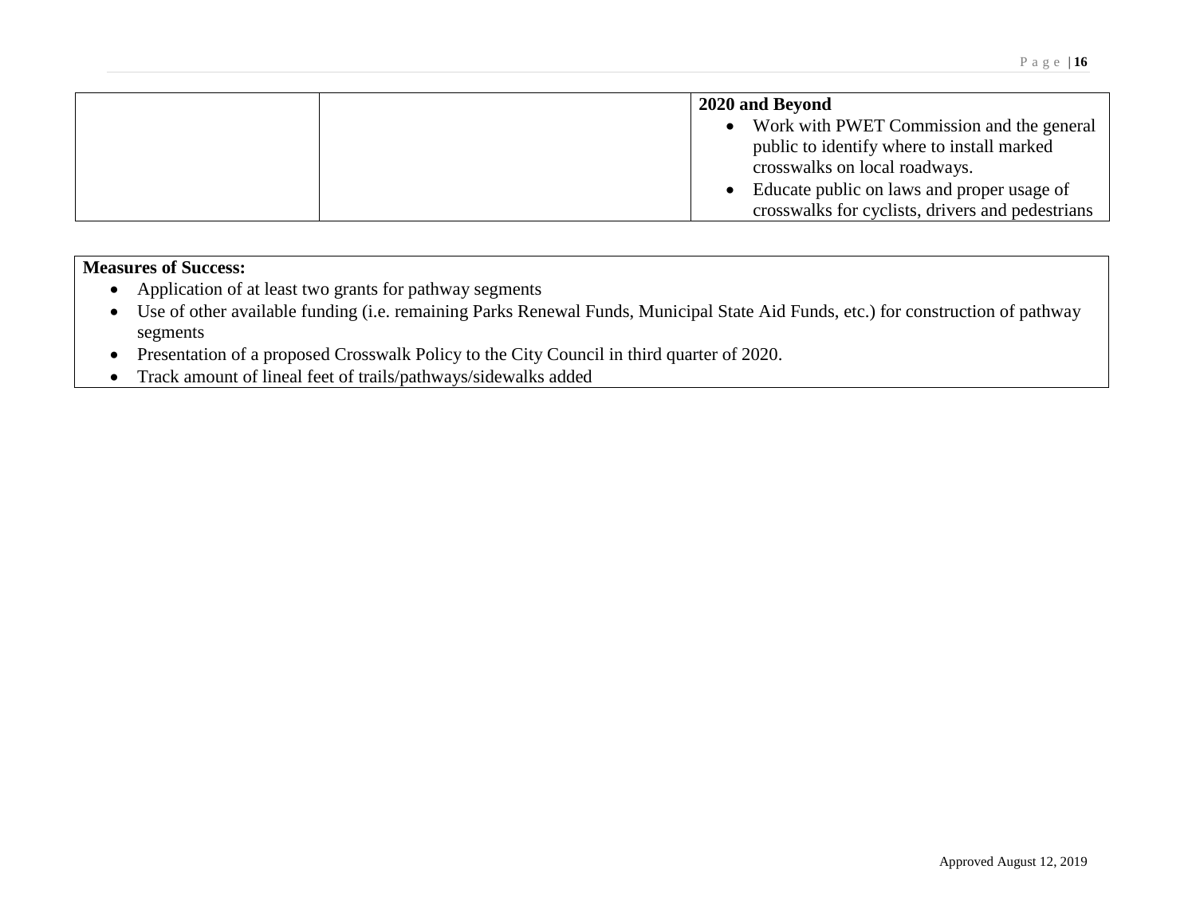| | | **2020 and Beyond**<br>• Work with PWET Commission and the general public to identify where to install marked crosswalks on local roadways.<br>• Educate public on laws and proper usage of crosswalks for cyclists, drivers and pedestrians |
|---|---|---|

**Measures of Success:**

- Application of at least two grants for pathway segments
- Use of other available funding (i.e. remaining Parks Renewal Funds, Municipal State Aid Funds, etc.) for construction of pathway segments
- Presentation of a proposed Crosswalk Policy to the City Council in third quarter of 2020.
- Track amount of lineal feet of trails/pathways/sidewalks added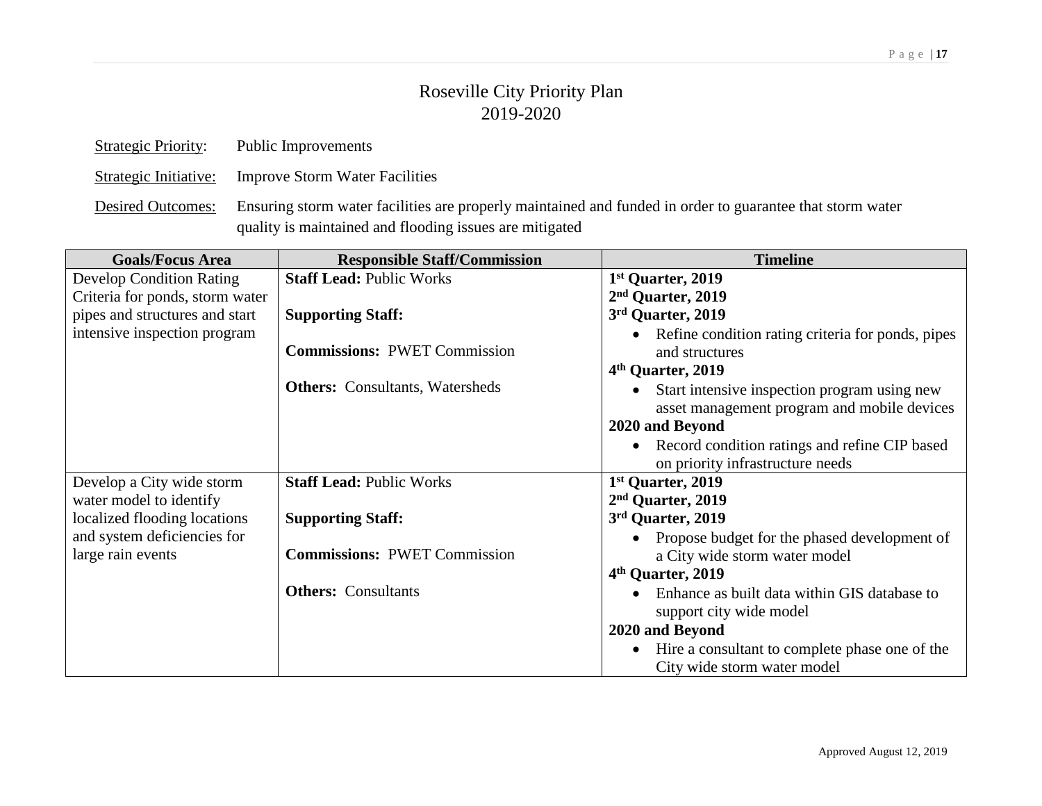# Roseville City Priority Plan
## 2019-2020

Strategic Priority: Public Improvements

Strategic Initiative: Improve Storm Water Facilities

Desired Outcomes: Ensuring storm water facilities are properly maintained and funded in order to guarantee that storm water quality is maintained and flooding issues are mitigated

| Goals/Focus Area | Responsible Staff/Commission | Timeline |
|---|---|---|
| Develop Condition Rating Criteria for ponds, storm water pipes and structures and start intensive inspection program | **Staff Lead:** Public Works<br><br>**Supporting Staff:**<br><br>**Commissions:** PWET Commission<br><br>**Others:** Consultants, Watersheds | **1st Quarter, 2019**<br>**2nd Quarter, 2019**<br>**3rd Quarter, 2019**<br>• Refine condition rating criteria for ponds, pipes and structures<br>**4th Quarter, 2019**<br>• Start intensive inspection program using new asset management program and mobile devices<br>**2020 and Beyond**<br>• Record condition ratings and refine CIP based on priority infrastructure needs |
| Develop a City wide storm water model to identify localized flooding locations and system deficiencies for large rain events | **Staff Lead:** Public Works<br><br>**Supporting Staff:**<br><br>**Commissions:** PWET Commission<br><br>**Others:** Consultants | **1st Quarter, 2019**<br>**2nd Quarter, 2019**<br>**3rd Quarter, 2019**<br>• Propose budget for the phased development of a City wide storm water model<br>**4th Quarter, 2019**<br>• Enhance as built data within GIS database to support city wide model<br>**2020 and Beyond**<br>• Hire a consultant to complete phase one of the City wide storm water model |

Approved August 12, 2019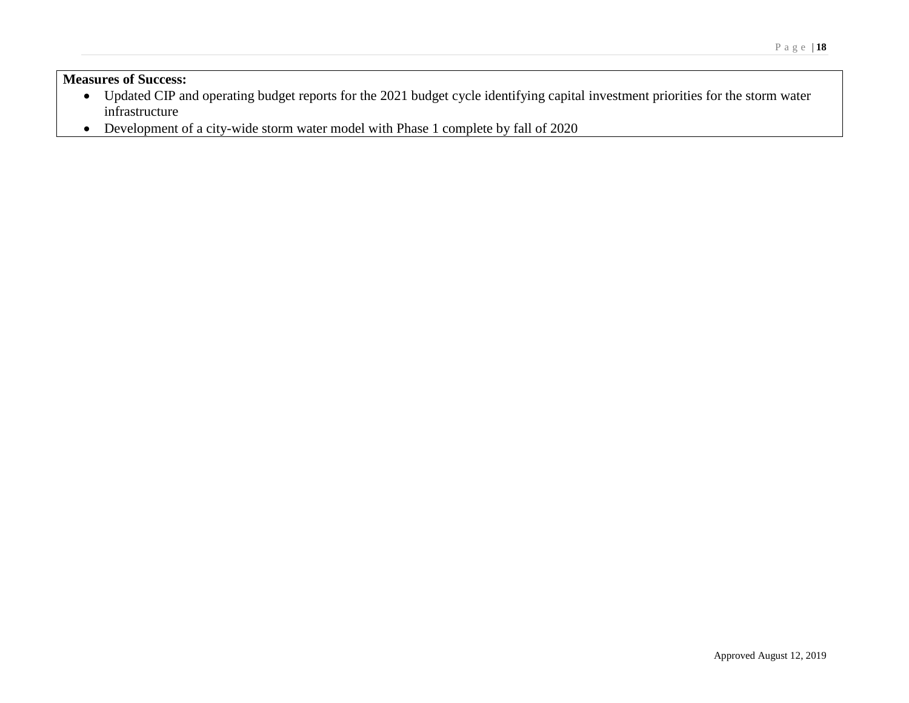**Measures of Success:**

- Updated CIP and operating budget reports for the 2021 budget cycle identifying capital investment priorities for the storm water infrastructure
- Development of a city-wide storm water model with Phase 1 complete by fall of 2020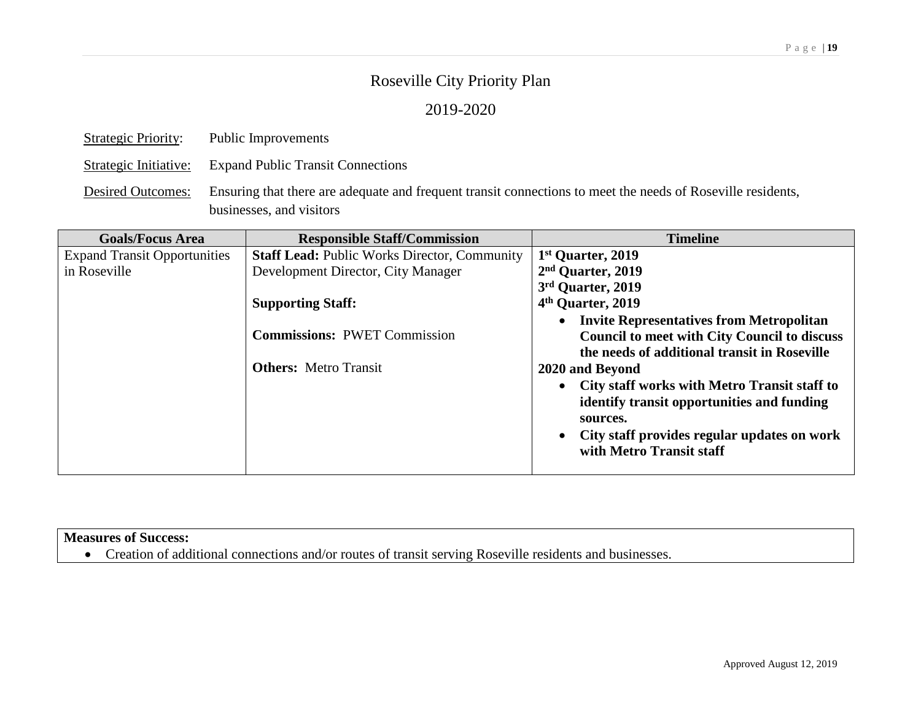# Roseville City Priority Plan

## 2019-2020

Strategic Priority: Public Improvements

Strategic Initiative: Expand Public Transit Connections

Desired Outcomes: Ensuring that there are adequate and frequent transit connections to meet the needs of Roseville residents, businesses, and visitors

| Goals/Focus Area | Responsible Staff/Commission | Timeline |
|---|---|---|
| Expand Transit Opportunities in Roseville | **Staff Lead:** Public Works Director, Community Development Director, City Manager<br><br>**Supporting Staff:**<br><br>**Commissions:** PWET Commission<br><br>**Others:** Metro Transit | **1st Quarter, 2019**<br>**2nd Quarter, 2019**<br>**3rd Quarter, 2019**<br>**4th Quarter, 2019**<br>• **Invite Representatives from Metropolitan Council to meet with City Council to discuss the needs of additional transit in Roseville**<br>**2020 and Beyond**<br>• **City staff works with Metro Transit staff to identify transit opportunities and funding sources.**<br>• **City staff provides regular updates on work with Metro Transit staff** |

**Measures of Success:**

- Creation of additional connections and/or routes of transit serving Roseville residents and businesses.

Approved August 12, 2019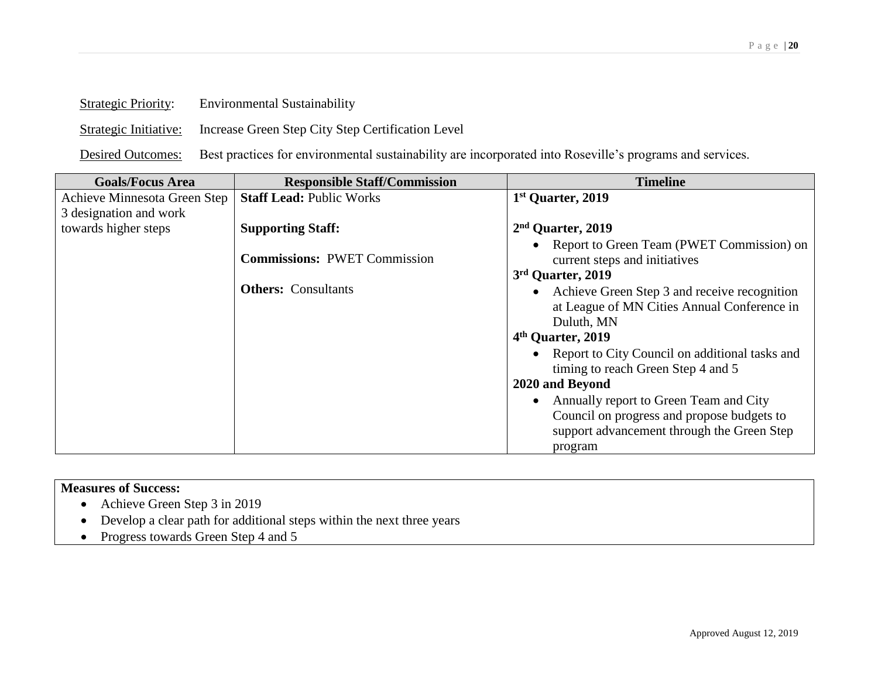Strategic Priority: Environmental Sustainability

Strategic Initiative: Increase Green Step City Step Certification Level

Desired Outcomes: Best practices for environmental sustainability are incorporated into Roseville's programs and services.

| Goals/Focus Area | Responsible Staff/Commission | Timeline |
|---|---|---|
| Achieve Minnesota Green Step 3 designation and work towards higher steps | **Staff Lead:** Public Works<br><br>**Supporting Staff:**<br><br>**Commissions:** PWET Commission<br><br>**Others:** Consultants | **1st Quarter, 2019**<br><br>**2nd Quarter, 2019**<br>• Report to Green Team (PWET Commission) on current steps and initiatives<br>**3rd Quarter, 2019**<br>• Achieve Green Step 3 and receive recognition at League of MN Cities Annual Conference in Duluth, MN<br>**4th Quarter, 2019**<br>• Report to City Council on additional tasks and timing to reach Green Step 4 and 5<br>**2020 and Beyond**<br>• Annually report to Green Team and City Council on progress and propose budgets to support advancement through the Green Step program |

**Measures of Success:**

- Achieve Green Step 3 in 2019
- Develop a clear path for additional steps within the next three years
- Progress towards Green Step 4 and 5

Approved August 12, 2019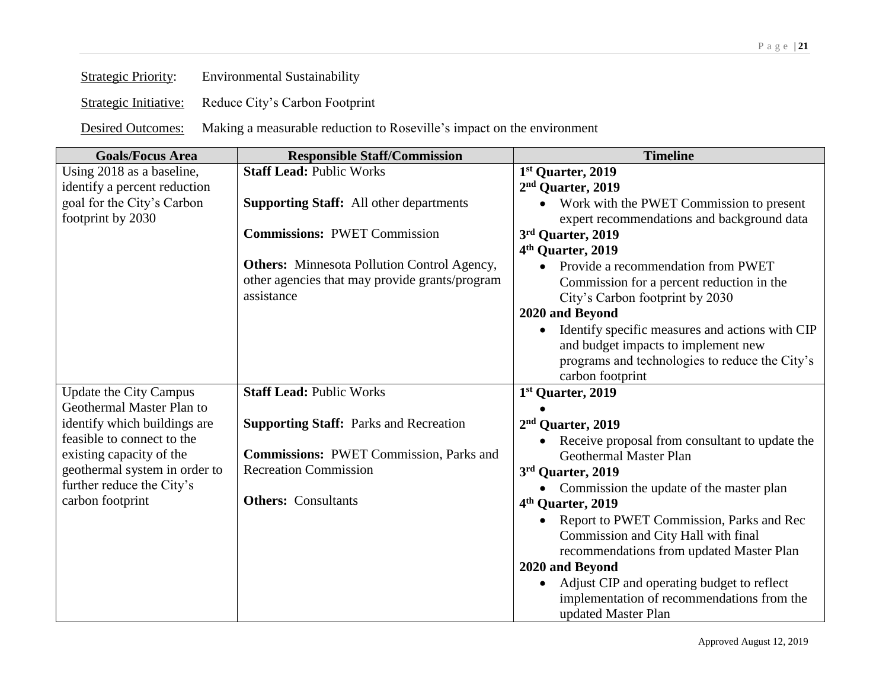<u>Strategic Priority</u>: Environmental Sustainability

<u>Strategic Initiative:</u> Reduce City's Carbon Footprint

<u>Desired Outcomes:</u> Making a measurable reduction to Roseville's impact on the environment

| Goals/Focus Area | Responsible Staff/Commission | Timeline |
|---|---|---|
| Using 2018 as a baseline, identify a percent reduction goal for the City's Carbon footprint by 2030 | **Staff Lead:** Public Works<br><br>**Supporting Staff:** All other departments<br><br>**Commissions:** PWET Commission<br><br>**Others:** Minnesota Pollution Control Agency, other agencies that may provide grants/program assistance | **1st Quarter, 2019**<br>**2nd Quarter, 2019**<br>• Work with the PWET Commission to present expert recommendations and background data<br>**3rd Quarter, 2019**<br>**4th Quarter, 2019**<br>• Provide a recommendation from PWET Commission for a percent reduction in the City's Carbon footprint by 2030<br>**2020 and Beyond**<br>• Identify specific measures and actions with CIP and budget impacts to implement new programs and technologies to reduce the City's carbon footprint |
| Update the City Campus Geothermal Master Plan to identify which buildings are feasible to connect to the existing capacity of the geothermal system in order to further reduce the City's carbon footprint | **Staff Lead:** Public Works<br><br>**Supporting Staff:** Parks and Recreation<br><br>**Commissions:** PWET Commission, Parks and Recreation Commission<br><br>**Others:** Consultants | **1st Quarter, 2019**<br>•<br>**2nd Quarter, 2019**<br>• Receive proposal from consultant to update the Geothermal Master Plan<br>**3rd Quarter, 2019**<br>• Commission the update of the master plan<br>**4th Quarter, 2019**<br>• Report to PWET Commission, Parks and Rec Commission and City Hall with final recommendations from updated Master Plan<br>**2020 and Beyond**<br>• Adjust CIP and operating budget to reflect implementation of recommendations from the updated Master Plan |

Approved August 12, 2019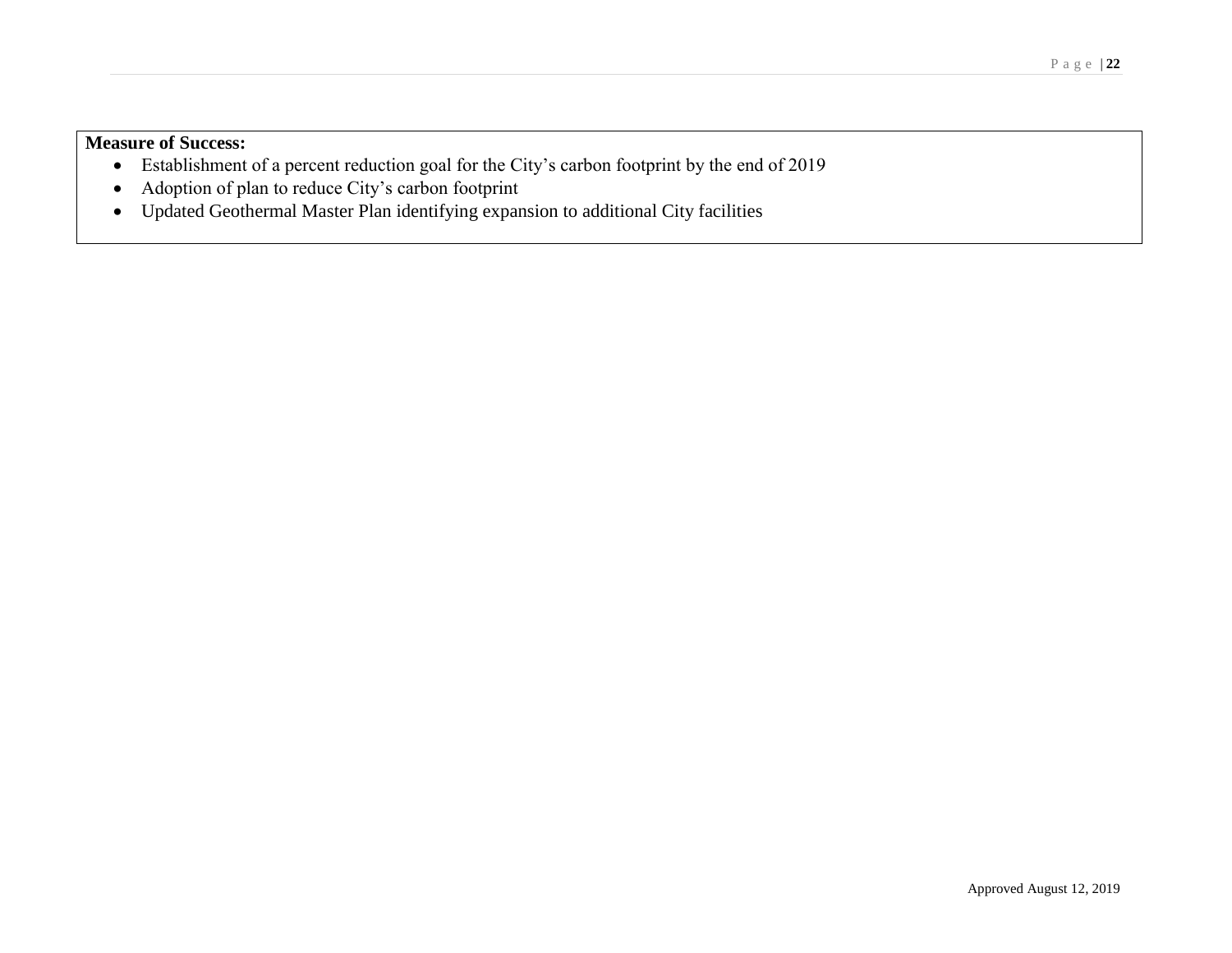**Measure of Success:**

- Establishment of a percent reduction goal for the City's carbon footprint by the end of 2019
- Adoption of plan to reduce City's carbon footprint
- Updated Geothermal Master Plan identifying expansion to additional City facilities